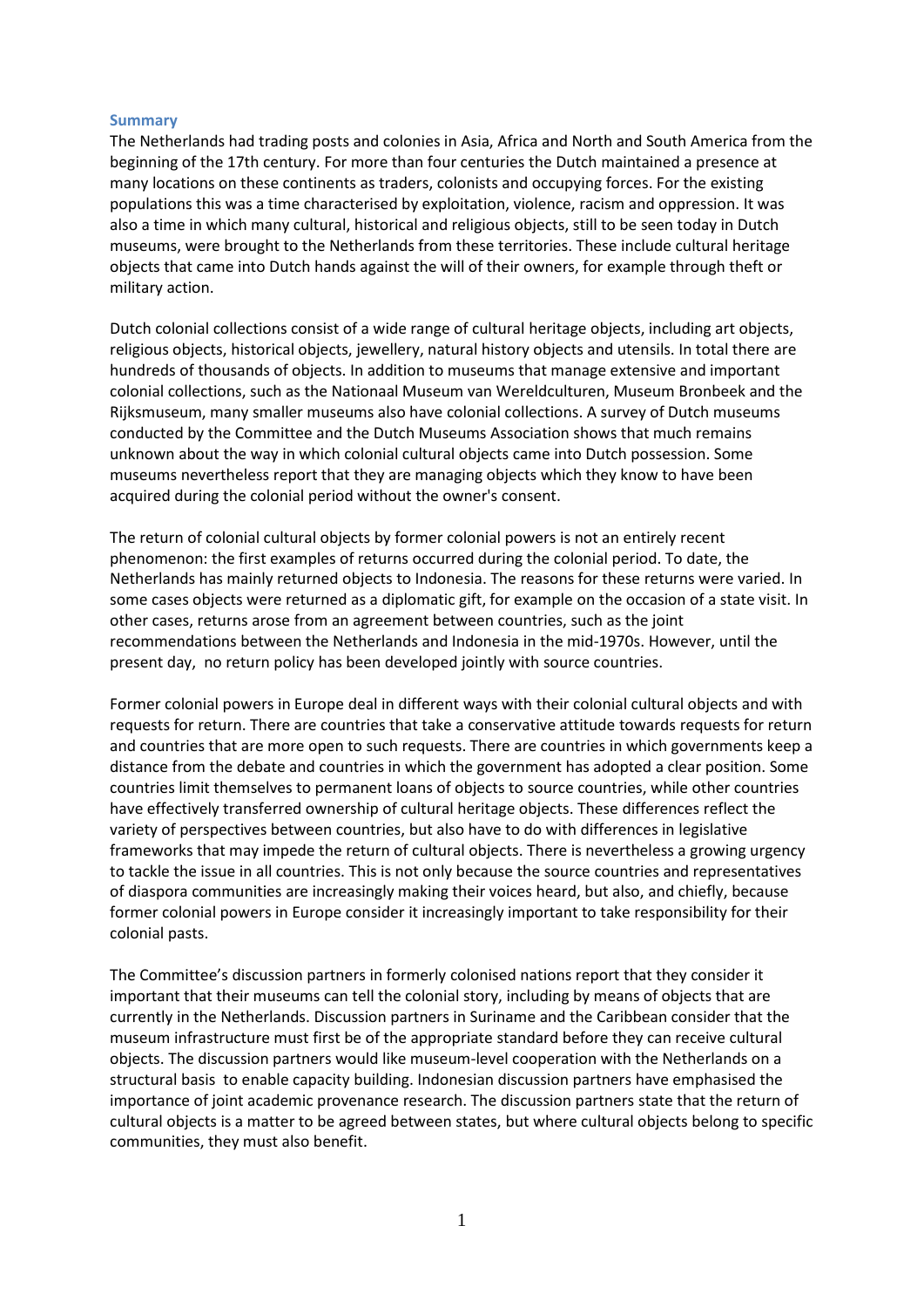## Summary

The Netherlands had trading posts and colonies in Asia, Africa and North and South America from the beginning of the 17th century. For more than four centuries the Dutch maintained a presence at many locations on these continents as traders, colonists and occupying forces. For the existing populations this was a time characterised by exploitation, violence, racism and oppression. It was also a time in which many cultural, historical and religious objects, still to be seen today in Dutch museums, were brought to the Netherlands from these territories. These include cultural heritage objects that came into Dutch hands against the will of their owners, for example through theft or military action.

Dutch colonial collections consist of a wide range of cultural heritage objects, including art objects, religious objects, historical objects, jewellery, natural history objects and utensils. In total there are hundreds of thousands of objects. In addition to museums that manage extensive and important colonial collections, such as the Nationaal Museum van Wereldculturen, Museum Bronbeek and the Rijksmuseum, many smaller museums also have colonial collections. A survey of Dutch museums conducted by the Committee and the Dutch Museums Association shows that much remains unknown about the way in which colonial cultural objects came into Dutch possession. Some museums nevertheless report that they are managing objects which they know to have been acquired during the colonial period without the owner's consent.

The return of colonial cultural objects by former colonial powers is not an entirely recent phenomenon: the first examples of returns occurred during the colonial period. To date, the Netherlands has mainly returned objects to Indonesia. The reasons for these returns were varied. In some cases objects were returned as a diplomatic gift, for example on the occasion of a state visit. In other cases, returns arose from an agreement between countries, such as the joint recommendations between the Netherlands and Indonesia in the mid-1970s. However, until the present day, no return policy has been developed jointly with source countries.

Former colonial powers in Europe deal in different ways with their colonial cultural objects and with requests for return. There are countries that take a conservative attitude towards requests for return and countries that are more open to such requests. There are countries in which governments keep a distance from the debate and countries in which the government has adopted a clear position. Some countries limit themselves to permanent loans of objects to source countries, while other countries have effectively transferred ownership of cultural heritage objects. These differences reflect the variety of perspectives between countries, but also have to do with differences in legislative frameworks that may impede the return of cultural objects. There is nevertheless a growing urgency to tackle the issue in all countries. This is not only because the source countries and representatives of diaspora communities are increasingly making their voices heard, but also, and chiefly, because former colonial powers in Europe consider it increasingly important to take responsibility for their colonial pasts.

The Committee's discussion partners in formerly colonised nations report that they consider it important that their museums can tell the colonial story, including by means of objects that are currently in the Netherlands. Discussion partners in Suriname and the Caribbean consider that the museum infrastructure must first be of the appropriate standard before they can receive cultural objects. The discussion partners would like museum-level cooperation with the Netherlands on a structural basis to enable capacity building. Indonesian discussion partners have emphasised the importance of joint academic provenance research. The discussion partners state that the return of cultural objects is a matter to be agreed between states, but where cultural objects belong to specific communities, they must also benefit.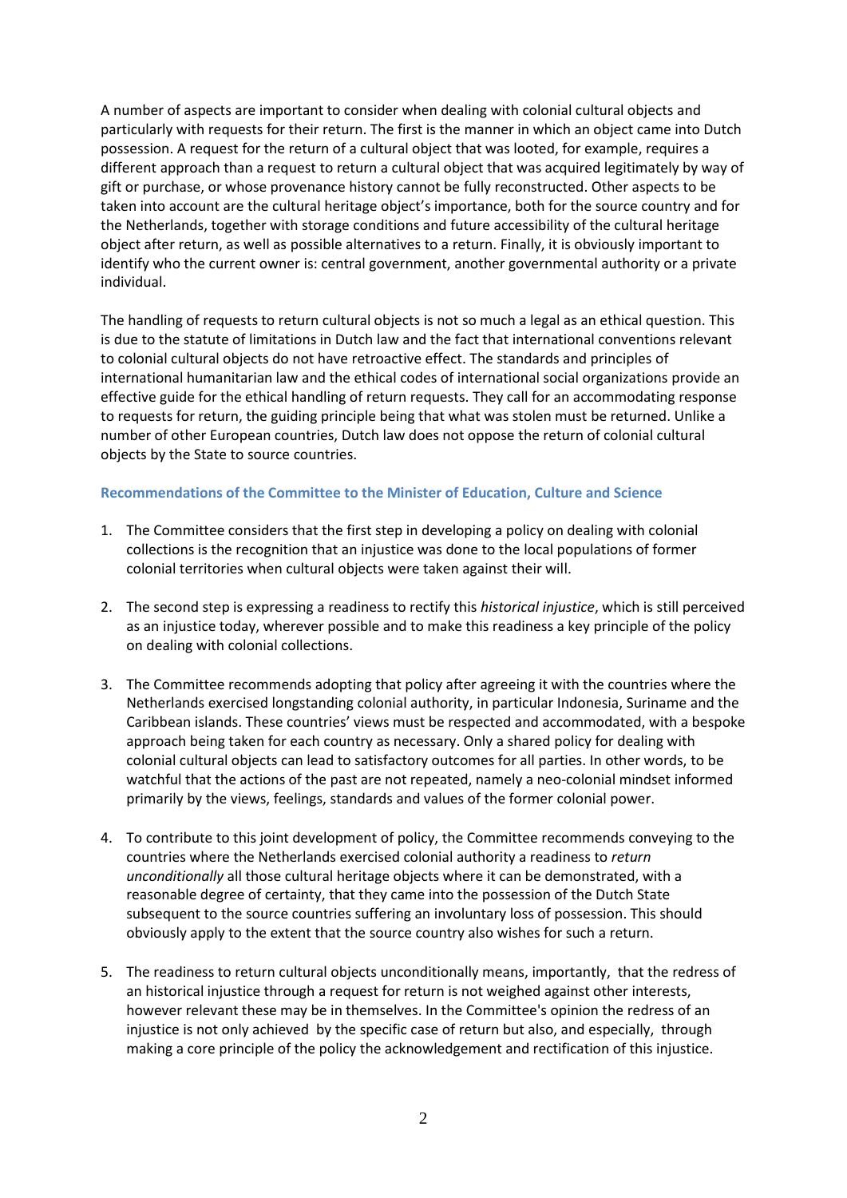A number of aspects are important to consider when dealing with colonial cultural objects and particularly with requests for their return. The first is the manner in which an object came into Dutch possession. A request for the return of a cultural object that was looted, for example, requires a different approach than a request to return a cultural object that was acquired legitimately by way of gift or purchase, or whose provenance history cannot be fully reconstructed. Other aspects to be taken into account are the cultural heritage object's importance, both for the source country and for the Netherlands, together with storage conditions and future accessibility of the cultural heritage object after return, as well as possible alternatives to a return. Finally, it is obviously important to identify who the current owner is: central government, another governmental authority or a private individual.

The handling of requests to return cultural objects is not so much a legal as an ethical question. This is due to the statute of limitations in Dutch law and the fact that international conventions relevant to colonial cultural objects do not have retroactive effect. The standards and principles of international humanitarian law and the ethical codes of international social organizations provide an effective guide for the ethical handling of return requests. They call for an accommodating response to requests for return, the guiding principle being that what was stolen must be returned. Unlike a number of other European countries, Dutch law does not oppose the return of colonial cultural objects by the State to source countries.

### Recommendations of the Committee to the Minister of Education, Culture and Science

1. The Committee considers that the first step in developing a policy on dealing with colonial collections is the recognition that an injustice was done to the local populations of former colonial territories when cultural objects were taken against their will.

2. The second step is expressing a readiness to rectify this *historical injustice*, which is still perceived as an injustice today, wherever possible and to make this readiness a key principle of the policy on dealing with colonial collections.

3. The Committee recommends adopting that policy after agreeing it with the countries where the Netherlands exercised longstanding colonial authority, in particular Indonesia, Suriname and the Caribbean islands. These countries' views must be respected and accommodated, with a bespoke approach being taken for each country as necessary. Only a shared policy for dealing with colonial cultural objects can lead to satisfactory outcomes for all parties. In other words, to be watchful that the actions of the past are not repeated, namely a neo-colonial mindset informed primarily by the views, feelings, standards and values of the former colonial power.

4. To contribute to this joint development of policy, the Committee recommends conveying to the countries where the Netherlands exercised colonial authority a readiness to *return unconditionally* all those cultural heritage objects where it can be demonstrated, with a reasonable degree of certainty, that they came into the possession of the Dutch State subsequent to the source countries suffering an involuntary loss of possession. This should obviously apply to the extent that the source country also wishes for such a return.

5. The readiness to return cultural objects unconditionally means, importantly, that the redress of an historical injustice through a request for return is not weighed against other interests, however relevant these may be in themselves. In the Committee's opinion the redress of an injustice is not only achieved by the specific case of return but also, and especially, through making a core principle of the policy the acknowledgement and rectification of this injustice.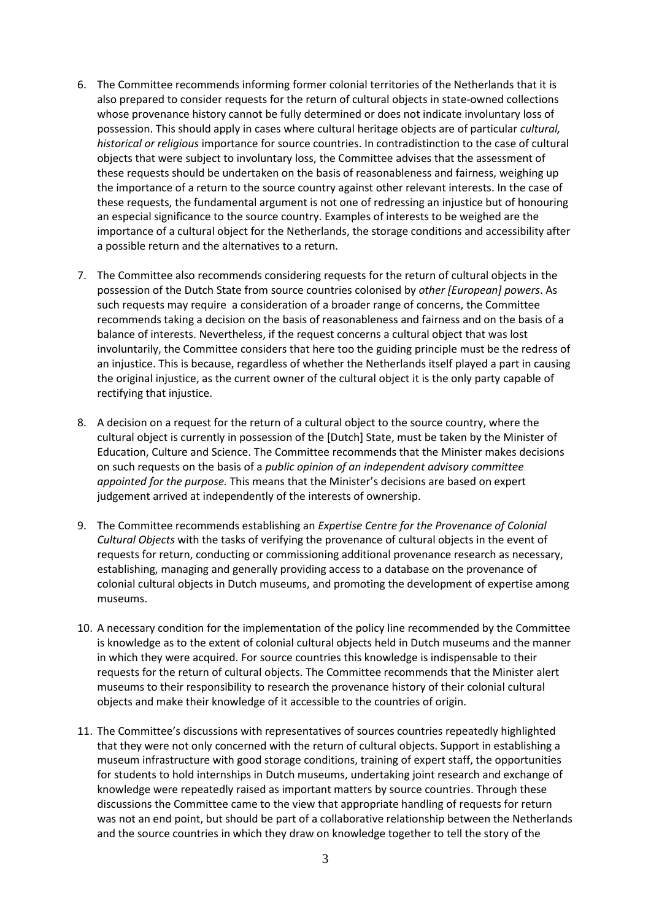6. The Committee recommends informing former colonial territories of the Netherlands that it is also prepared to consider requests for the return of cultural objects in state-owned collections whose provenance history cannot be fully determined or does not indicate involuntary loss of possession. This should apply in cases where cultural heritage objects are of particular *cultural, historical or religious* importance for source countries. In contradistinction to the case of cultural objects that were subject to involuntary loss, the Committee advises that the assessment of these requests should be undertaken on the basis of reasonableness and fairness, weighing up the importance of a return to the source country against other relevant interests. In the case of these requests, the fundamental argument is not one of redressing an injustice but of honouring an especial significance to the source country. Examples of interests to be weighed are the importance of a cultural object for the Netherlands, the storage conditions and accessibility after a possible return and the alternatives to a return.

7. The Committee also recommends considering requests for the return of cultural objects in the possession of the Dutch State from source countries colonised by *other [European] powers*. As such requests may require a consideration of a broader range of concerns, the Committee recommends taking a decision on the basis of reasonableness and fairness and on the basis of a balance of interests. Nevertheless, if the request concerns a cultural object that was lost involuntarily, the Committee considers that here too the guiding principle must be the redress of an injustice. This is because, regardless of whether the Netherlands itself played a part in causing the original injustice, as the current owner of the cultural object it is the only party capable of rectifying that injustice.

8. A decision on a request for the return of a cultural object to the source country, where the cultural object is currently in possession of the [Dutch] State, must be taken by the Minister of Education, Culture and Science. The Committee recommends that the Minister makes decisions on such requests on the basis of a *public opinion of an independent advisory committee appointed for the purpose.* This means that the Minister's decisions are based on expert judgement arrived at independently of the interests of ownership.

9. The Committee recommends establishing an *Expertise Centre for the Provenance of Colonial Cultural Objects* with the tasks of verifying the provenance of cultural objects in the event of requests for return, conducting or commissioning additional provenance research as necessary, establishing, managing and generally providing access to a database on the provenance of colonial cultural objects in Dutch museums, and promoting the development of expertise among museums.

10. A necessary condition for the implementation of the policy line recommended by the Committee is knowledge as to the extent of colonial cultural objects held in Dutch museums and the manner in which they were acquired. For source countries this knowledge is indispensable to their requests for the return of cultural objects. The Committee recommends that the Minister alert museums to their responsibility to research the provenance history of their colonial cultural objects and make their knowledge of it accessible to the countries of origin.

11. The Committee's discussions with representatives of sources countries repeatedly highlighted that they were not only concerned with the return of cultural objects. Support in establishing a museum infrastructure with good storage conditions, training of expert staff, the opportunities for students to hold internships in Dutch museums, undertaking joint research and exchange of knowledge were repeatedly raised as important matters by source countries. Through these discussions the Committee came to the view that appropriate handling of requests for return was not an end point, but should be part of a collaborative relationship between the Netherlands and the source countries in which they draw on knowledge together to tell the story of the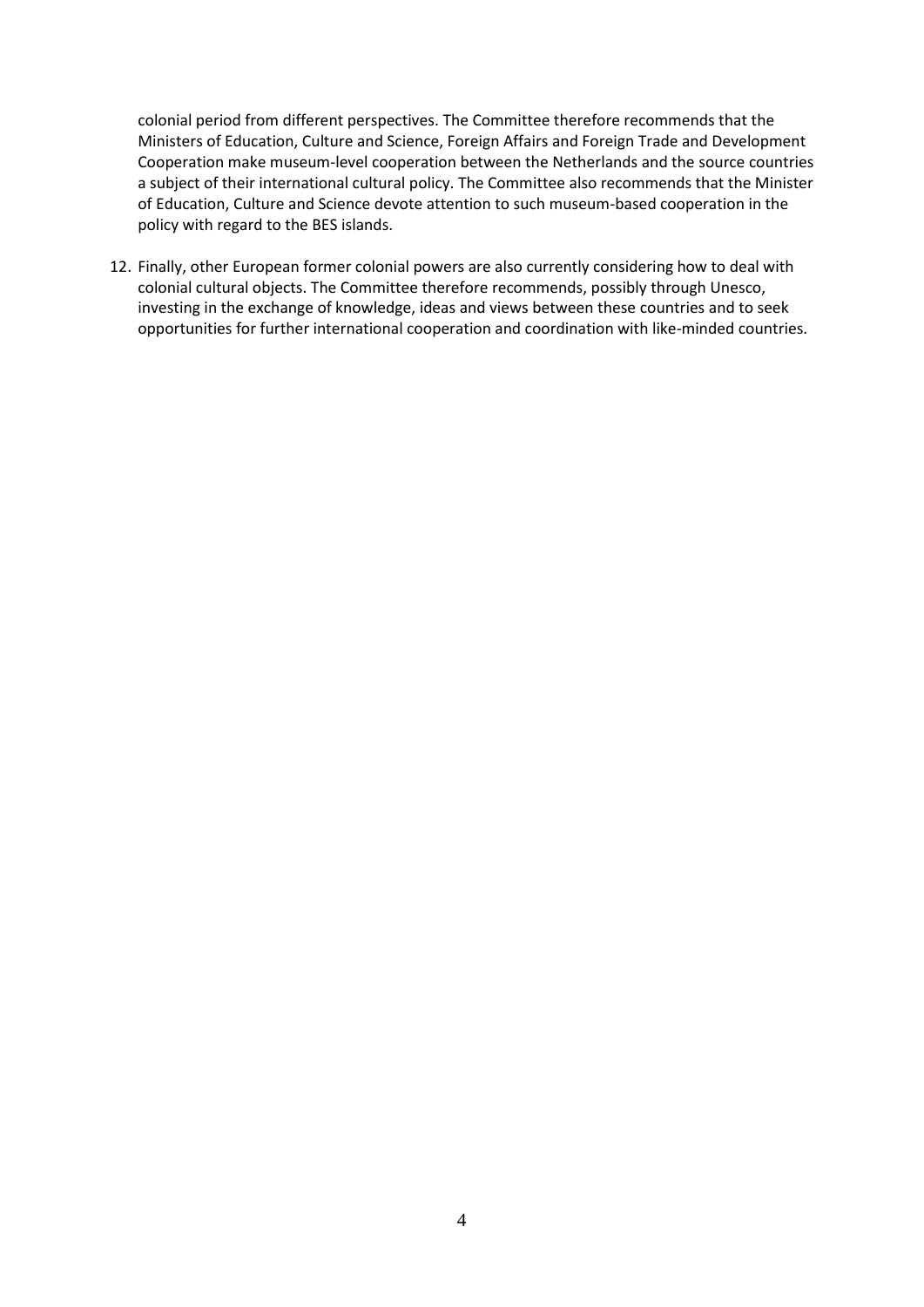colonial period from different perspectives. The Committee therefore recommends that the Ministers of Education, Culture and Science, Foreign Affairs and Foreign Trade and Development Cooperation make museum-level cooperation between the Netherlands and the source countries a subject of their international cultural policy. The Committee also recommends that the Minister of Education, Culture and Science devote attention to such museum-based cooperation in the policy with regard to the BES islands.

12. Finally, other European former colonial powers are also currently considering how to deal with colonial cultural objects. The Committee therefore recommends, possibly through Unesco, investing in the exchange of knowledge, ideas and views between these countries and to seek opportunities for further international cooperation and coordination with like-minded countries.